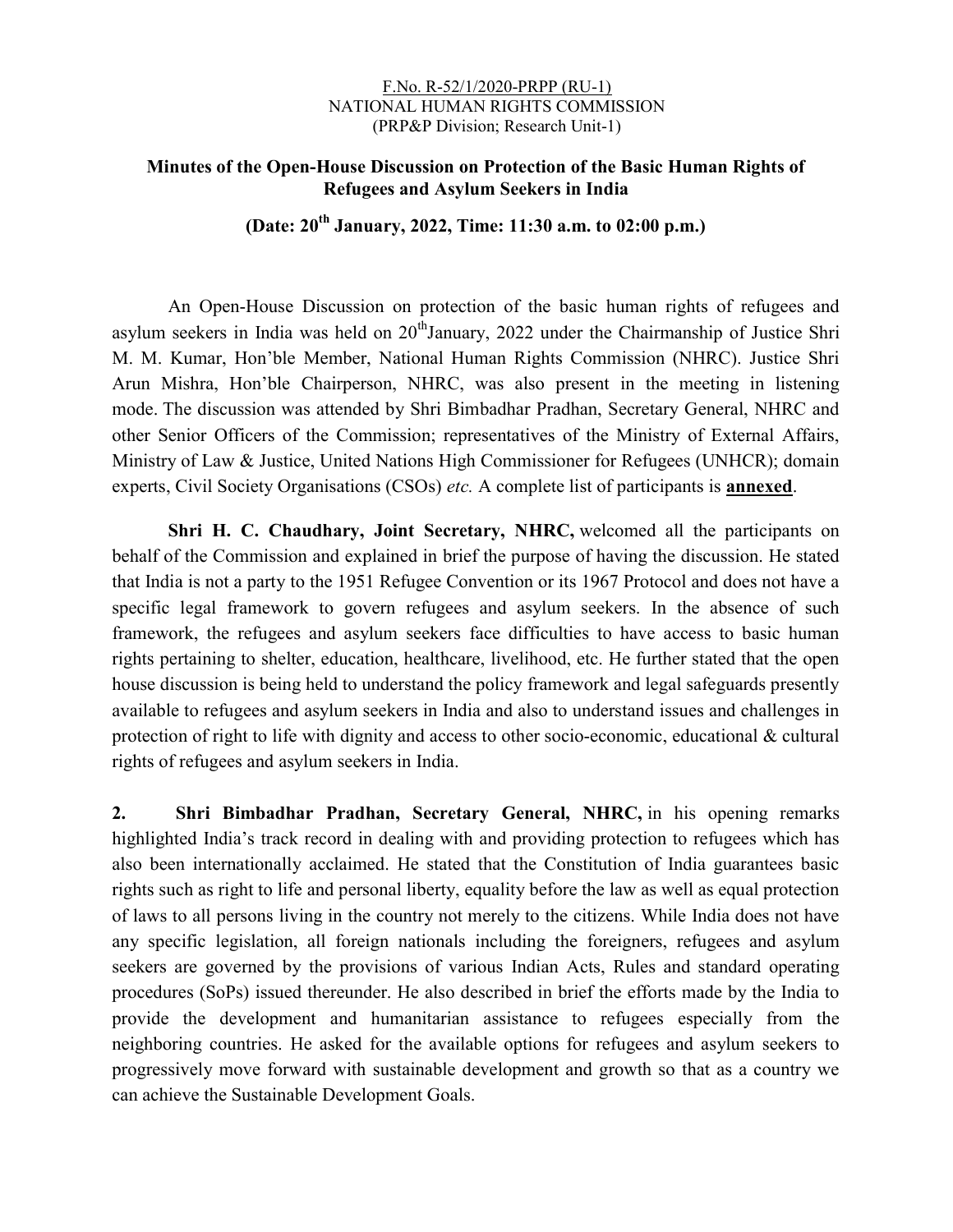F.No. R-52/1/2020-PRPP (RU-1)
NATIONAL HUMAN RIGHTS COMMISSION
(PRP&P Division; Research Unit-1)

# Minutes of the Open-House Discussion on Protection of the Basic Human Rights of Refugees and Asylum Seekers in India

## (Date: 20th January, 2022, Time: 11:30 a.m. to 02:00 p.m.)

An Open-House Discussion on protection of the basic human rights of refugees and asylum seekers in India was held on 20th January, 2022 under the Chairmanship of Justice Shri M. M. Kumar, Hon'ble Member, National Human Rights Commission (NHRC). Justice Shri Arun Mishra, Hon'ble Chairperson, NHRC, was also present in the meeting in listening mode. The discussion was attended by Shri Bimbadhar Pradhan, Secretary General, NHRC and other Senior Officers of the Commission; representatives of the Ministry of External Affairs, Ministry of Law & Justice, United Nations High Commissioner for Refugees (UNHCR); domain experts, Civil Society Organisations (CSOs) *etc.* A complete list of participants is **annexed**.

**Shri H. C. Chaudhary, Joint Secretary, NHRC,** welcomed all the participants on behalf of the Commission and explained in brief the purpose of having the discussion. He stated that India is not a party to the 1951 Refugee Convention or its 1967 Protocol and does not have a specific legal framework to govern refugees and asylum seekers. In the absence of such framework, the refugees and asylum seekers face difficulties to have access to basic human rights pertaining to shelter, education, healthcare, livelihood, etc. He further stated that the open house discussion is being held to understand the policy framework and legal safeguards presently available to refugees and asylum seekers in India and also to understand issues and challenges in protection of right to life with dignity and access to other socio-economic, educational & cultural rights of refugees and asylum seekers in India.

**2. Shri Bimbadhar Pradhan, Secretary General, NHRC,** in his opening remarks highlighted India's track record in dealing with and providing protection to refugees which has also been internationally acclaimed. He stated that the Constitution of India guarantees basic rights such as right to life and personal liberty, equality before the law as well as equal protection of laws to all persons living in the country not merely to the citizens. While India does not have any specific legislation, all foreign nationals including the foreigners, refugees and asylum seekers are governed by the provisions of various Indian Acts, Rules and standard operating procedures (SoPs) issued thereunder. He also described in brief the efforts made by the India to provide the development and humanitarian assistance to refugees especially from the neighboring countries. He asked for the available options for refugees and asylum seekers to progressively move forward with sustainable development and growth so that as a country we can achieve the Sustainable Development Goals.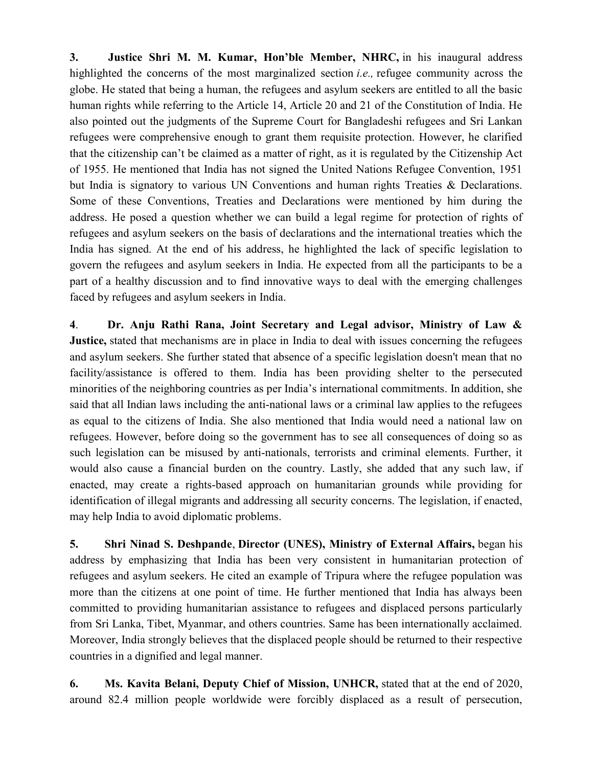**3. Justice Shri M. M. Kumar, Hon'ble Member, NHRC,** in his inaugural address highlighted the concerns of the most marginalized section *i.e.,* refugee community across the globe. He stated that being a human, the refugees and asylum seekers are entitled to all the basic human rights while referring to the Article 14, Article 20 and 21 of the Constitution of India. He also pointed out the judgments of the Supreme Court for Bangladeshi refugees and Sri Lankan refugees were comprehensive enough to grant them requisite protection. However, he clarified that the citizenship can't be claimed as a matter of right, as it is regulated by the Citizenship Act of 1955. He mentioned that India has not signed the United Nations Refugee Convention, 1951 but India is signatory to various UN Conventions and human rights Treaties & Declarations. Some of these Conventions, Treaties and Declarations were mentioned by him during the address. He posed a question whether we can build a legal regime for protection of rights of refugees and asylum seekers on the basis of declarations and the international treaties which the India has signed. At the end of his address, he highlighted the lack of specific legislation to govern the refugees and asylum seekers in India. He expected from all the participants to be a part of a healthy discussion and to find innovative ways to deal with the emerging challenges faced by refugees and asylum seekers in India.

**4. Dr. Anju Rathi Rana, Joint Secretary and Legal advisor, Ministry of Law & Justice,** stated that mechanisms are in place in India to deal with issues concerning the refugees and asylum seekers. She further stated that absence of a specific legislation doesn't mean that no facility/assistance is offered to them. India has been providing shelter to the persecuted minorities of the neighboring countries as per India's international commitments. In addition, she said that all Indian laws including the anti-national laws or a criminal law applies to the refugees as equal to the citizens of India. She also mentioned that India would need a national law on refugees. However, before doing so the government has to see all consequences of doing so as such legislation can be misused by anti-nationals, terrorists and criminal elements. Further, it would also cause a financial burden on the country. Lastly, she added that any such law, if enacted, may create a rights-based approach on humanitarian grounds while providing for identification of illegal migrants and addressing all security concerns. The legislation, if enacted, may help India to avoid diplomatic problems.

**5. Shri Ninad S. Deshpande, Director (UNES), Ministry of External Affairs,** began his address by emphasizing that India has been very consistent in humanitarian protection of refugees and asylum seekers. He cited an example of Tripura where the refugee population was more than the citizens at one point of time. He further mentioned that India has always been committed to providing humanitarian assistance to refugees and displaced persons particularly from Sri Lanka, Tibet, Myanmar, and others countries. Same has been internationally acclaimed. Moreover, India strongly believes that the displaced people should be returned to their respective countries in a dignified and legal manner.

**6. Ms. Kavita Belani, Deputy Chief of Mission, UNHCR,** stated that at the end of 2020, around 82.4 million people worldwide were forcibly displaced as a result of persecution,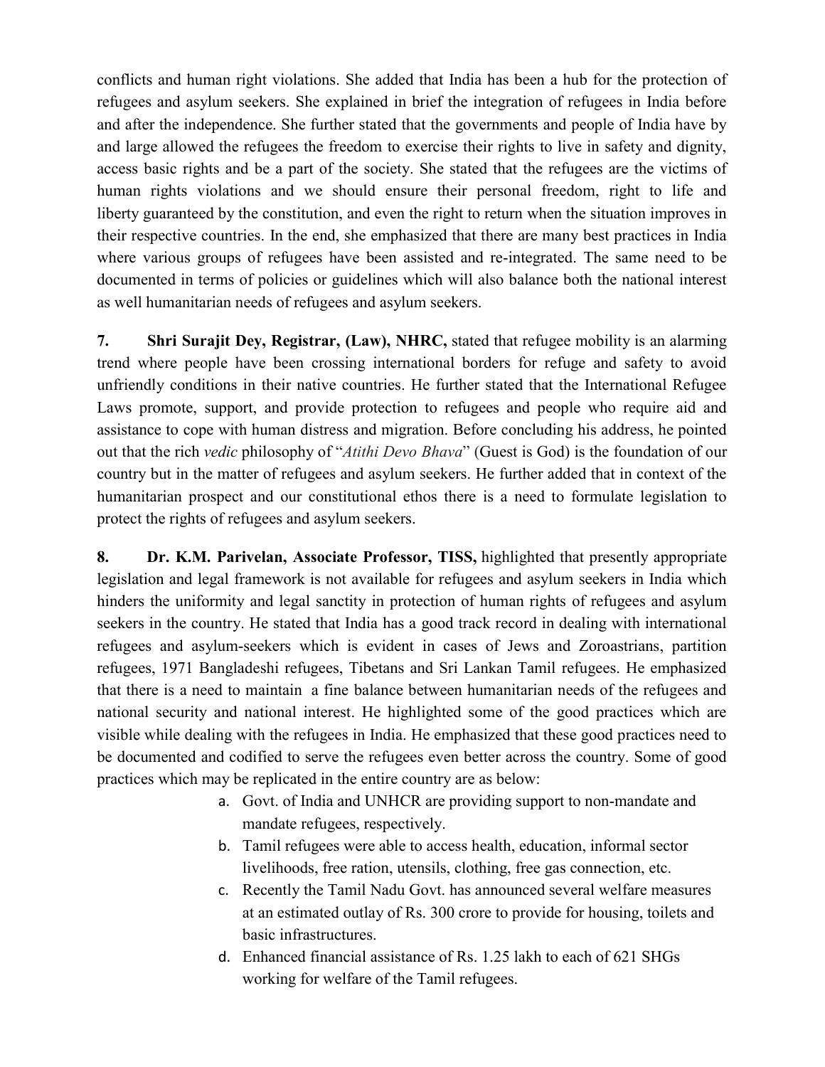conflicts and human right violations. She added that India has been a hub for the protection of refugees and asylum seekers. She explained in brief the integration of refugees in India before and after the independence. She further stated that the governments and people of India have by and large allowed the refugees the freedom to exercise their rights to live in safety and dignity, access basic rights and be a part of the society. She stated that the refugees are the victims of human rights violations and we should ensure their personal freedom, right to life and liberty guaranteed by the constitution, and even the right to return when the situation improves in their respective countries. In the end, she emphasized that there are many best practices in India where various groups of refugees have been assisted and re-integrated. The same need to be documented in terms of policies or guidelines which will also balance both the national interest as well humanitarian needs of refugees and asylum seekers.

**7. Shri Surajit Dey, Registrar, (Law), NHRC,** stated that refugee mobility is an alarming trend where people have been crossing international borders for refuge and safety to avoid unfriendly conditions in their native countries. He further stated that the International Refugee Laws promote, support, and provide protection to refugees and people who require aid and assistance to cope with human distress and migration. Before concluding his address, he pointed out that the rich *vedic* philosophy of "*Atithi Devo Bhava*" (Guest is God) is the foundation of our country but in the matter of refugees and asylum seekers. He further added that in context of the humanitarian prospect and our constitutional ethos there is a need to formulate legislation to protect the rights of refugees and asylum seekers.

**8. Dr. K.M. Parivelan, Associate Professor, TISS,** highlighted that presently appropriate legislation and legal framework is not available for refugees and asylum seekers in India which hinders the uniformity and legal sanctity in protection of human rights of refugees and asylum seekers in the country. He stated that India has a good track record in dealing with international refugees and asylum-seekers which is evident in cases of Jews and Zoroastrians, partition refugees, 1971 Bangladeshi refugees, Tibetans and Sri Lankan Tamil refugees. He emphasized that there is a need to maintain a fine balance between humanitarian needs of the refugees and national security and national interest. He highlighted some of the good practices which are visible while dealing with the refugees in India. He emphasized that these good practices need to be documented and codified to serve the refugees even better across the country. Some of good practices which may be replicated in the entire country are as below:

a. Govt. of India and UNHCR are providing support to non-mandate and mandate refugees, respectively.
b. Tamil refugees were able to access health, education, informal sector livelihoods, free ration, utensils, clothing, free gas connection, etc.
c. Recently the Tamil Nadu Govt. has announced several welfare measures at an estimated outlay of Rs. 300 crore to provide for housing, toilets and basic infrastructures.
d. Enhanced financial assistance of Rs. 1.25 lakh to each of 621 SHGs working for welfare of the Tamil refugees.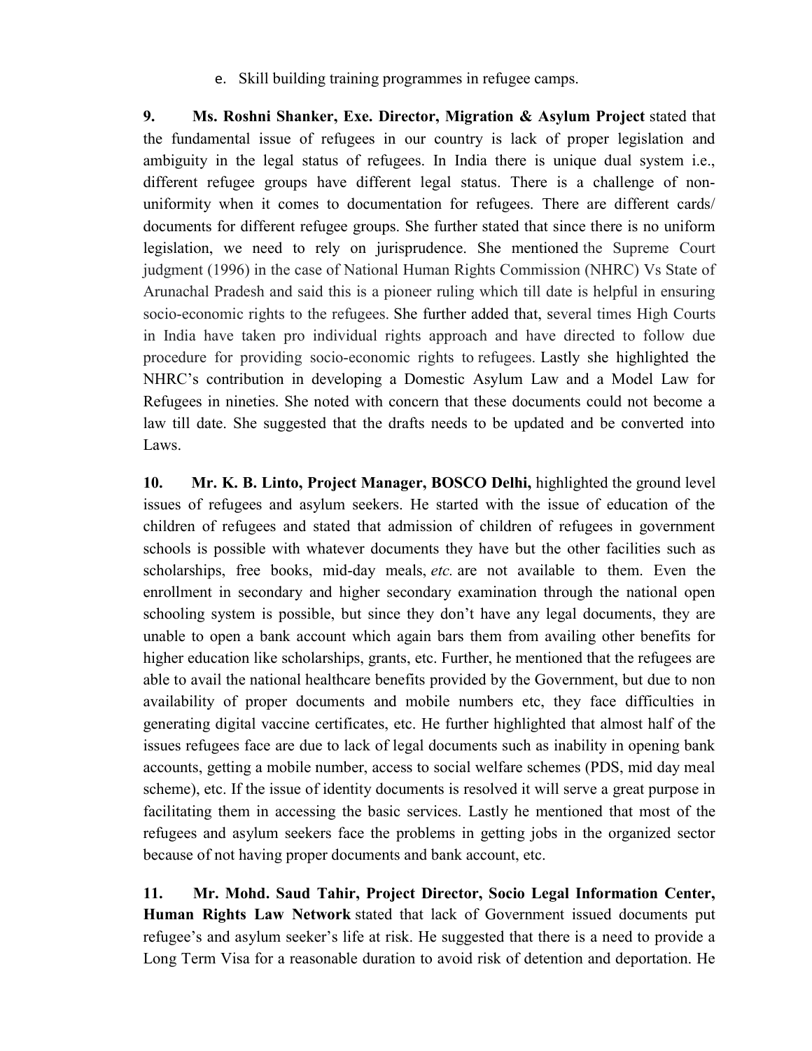e. Skill building training programmes in refugee camps.

**9. Ms. Roshni Shanker, Exe. Director, Migration & Asylum Project** stated that the fundamental issue of refugees in our country is lack of proper legislation and ambiguity in the legal status of refugees. In India there is unique dual system i.e., different refugee groups have different legal status. There is a challenge of non-uniformity when it comes to documentation for refugees. There are different cards/ documents for different refugee groups. She further stated that since there is no uniform legislation, we need to rely on jurisprudence. She mentioned the Supreme Court judgment (1996) in the case of National Human Rights Commission (NHRC) Vs State of Arunachal Pradesh and said this is a pioneer ruling which till date is helpful in ensuring socio-economic rights to the refugees. She further added that, several times High Courts in India have taken pro individual rights approach and have directed to follow due procedure for providing socio-economic rights to refugees. Lastly she highlighted the NHRC's contribution in developing a Domestic Asylum Law and a Model Law for Refugees in nineties. She noted with concern that these documents could not become a law till date. She suggested that the drafts needs to be updated and be converted into Laws.

**10. Mr. K. B. Linto, Project Manager, BOSCO Delhi,** highlighted the ground level issues of refugees and asylum seekers. He started with the issue of education of the children of refugees and stated that admission of children of refugees in government schools is possible with whatever documents they have but the other facilities such as scholarships, free books, mid-day meals, *etc.* are not available to them. Even the enrollment in secondary and higher secondary examination through the national open schooling system is possible, but since they don't have any legal documents, they are unable to open a bank account which again bars them from availing other benefits for higher education like scholarships, grants, etc. Further, he mentioned that the refugees are able to avail the national healthcare benefits provided by the Government, but due to non availability of proper documents and mobile numbers etc, they face difficulties in generating digital vaccine certificates, etc. He further highlighted that almost half of the issues refugees face are due to lack of legal documents such as inability in opening bank accounts, getting a mobile number, access to social welfare schemes (PDS, mid day meal scheme), etc. If the issue of identity documents is resolved it will serve a great purpose in facilitating them in accessing the basic services. Lastly he mentioned that most of the refugees and asylum seekers face the problems in getting jobs in the organized sector because of not having proper documents and bank account, etc.

**11. Mr. Mohd. Saud Tahir, Project Director, Socio Legal Information Center, Human Rights Law Network** stated that lack of Government issued documents put refugee's and asylum seeker's life at risk. He suggested that there is a need to provide a Long Term Visa for a reasonable duration to avoid risk of detention and deportation. He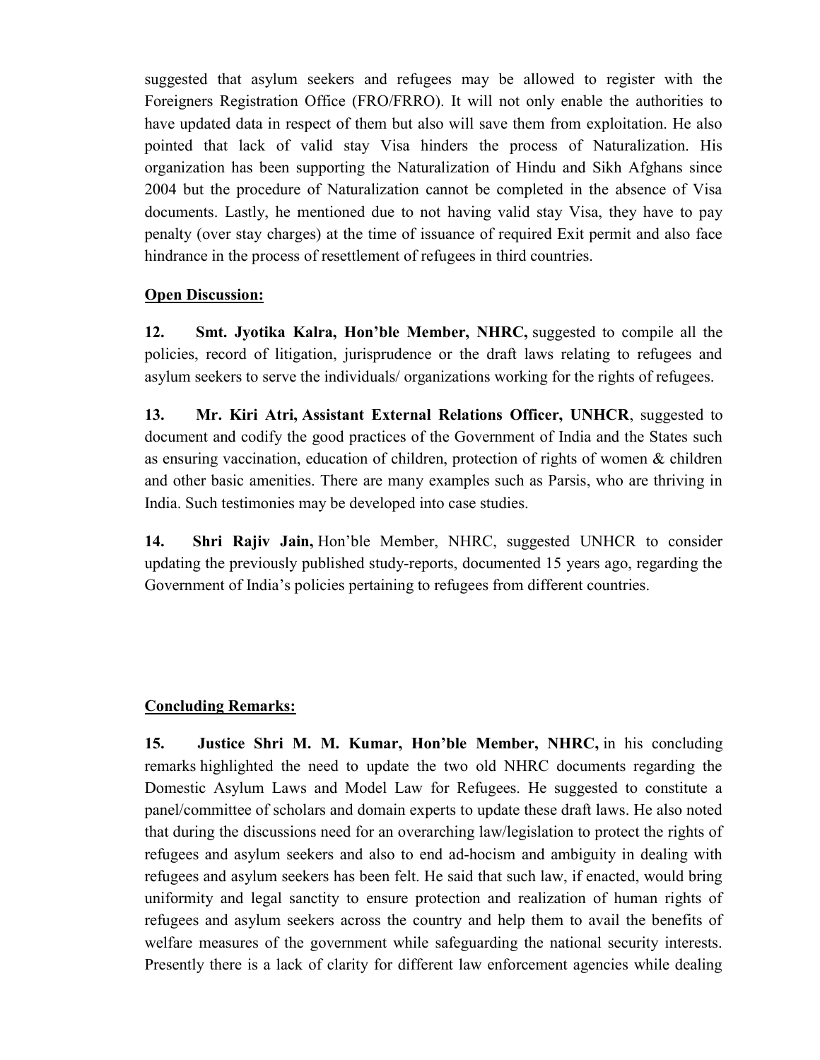suggested that asylum seekers and refugees may be allowed to register with the Foreigners Registration Office (FRO/FRRO). It will not only enable the authorities to have updated data in respect of them but also will save them from exploitation. He also pointed that lack of valid stay Visa hinders the process of Naturalization. His organization has been supporting the Naturalization of Hindu and Sikh Afghans since 2004 but the procedure of Naturalization cannot be completed in the absence of Visa documents. Lastly, he mentioned due to not having valid stay Visa, they have to pay penalty (over stay charges) at the time of issuance of required Exit permit and also face hindrance in the process of resettlement of refugees in third countries.

**Open Discussion:**

**12. Smt. Jyotika Kalra, Hon'ble Member, NHRC,** suggested to compile all the policies, record of litigation, jurisprudence or the draft laws relating to refugees and asylum seekers to serve the individuals/ organizations working for the rights of refugees.

**13. Mr. Kiri Atri, Assistant External Relations Officer, UNHCR**, suggested to document and codify the good practices of the Government of India and the States such as ensuring vaccination, education of children, protection of rights of women & children and other basic amenities. There are many examples such as Parsis, who are thriving in India. Such testimonies may be developed into case studies.

**14. Shri Rajiv Jain,** Hon'ble Member, NHRC, suggested UNHCR to consider updating the previously published study-reports, documented 15 years ago, regarding the Government of India's policies pertaining to refugees from different countries.

**Concluding Remarks:**

**15. Justice Shri M. M. Kumar, Hon'ble Member, NHRC,** in his concluding remarks highlighted the need to update the two old NHRC documents regarding the Domestic Asylum Laws and Model Law for Refugees. He suggested to constitute a panel/committee of scholars and domain experts to update these draft laws. He also noted that during the discussions need for an overarching law/legislation to protect the rights of refugees and asylum seekers and also to end ad-hocism and ambiguity in dealing with refugees and asylum seekers has been felt. He said that such law, if enacted, would bring uniformity and legal sanctity to ensure protection and realization of human rights of refugees and asylum seekers across the country and help them to avail the benefits of welfare measures of the government while safeguarding the national security interests. Presently there is a lack of clarity for different law enforcement agencies while dealing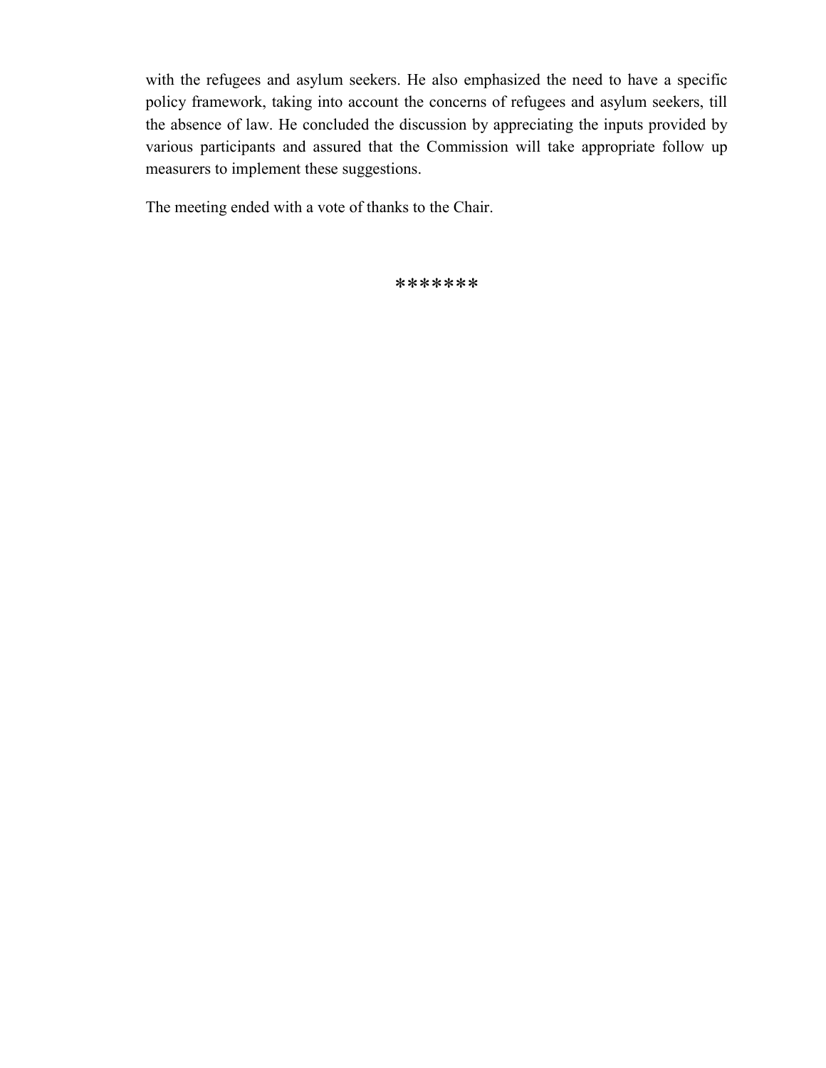with the refugees and asylum seekers. He also emphasized the need to have a specific policy framework, taking into account the concerns of refugees and asylum seekers, till the absence of law. He concluded the discussion by appreciating the inputs provided by various participants and assured that the Commission will take appropriate follow up measurers to implement these suggestions.

The meeting ended with a vote of thanks to the Chair.

*******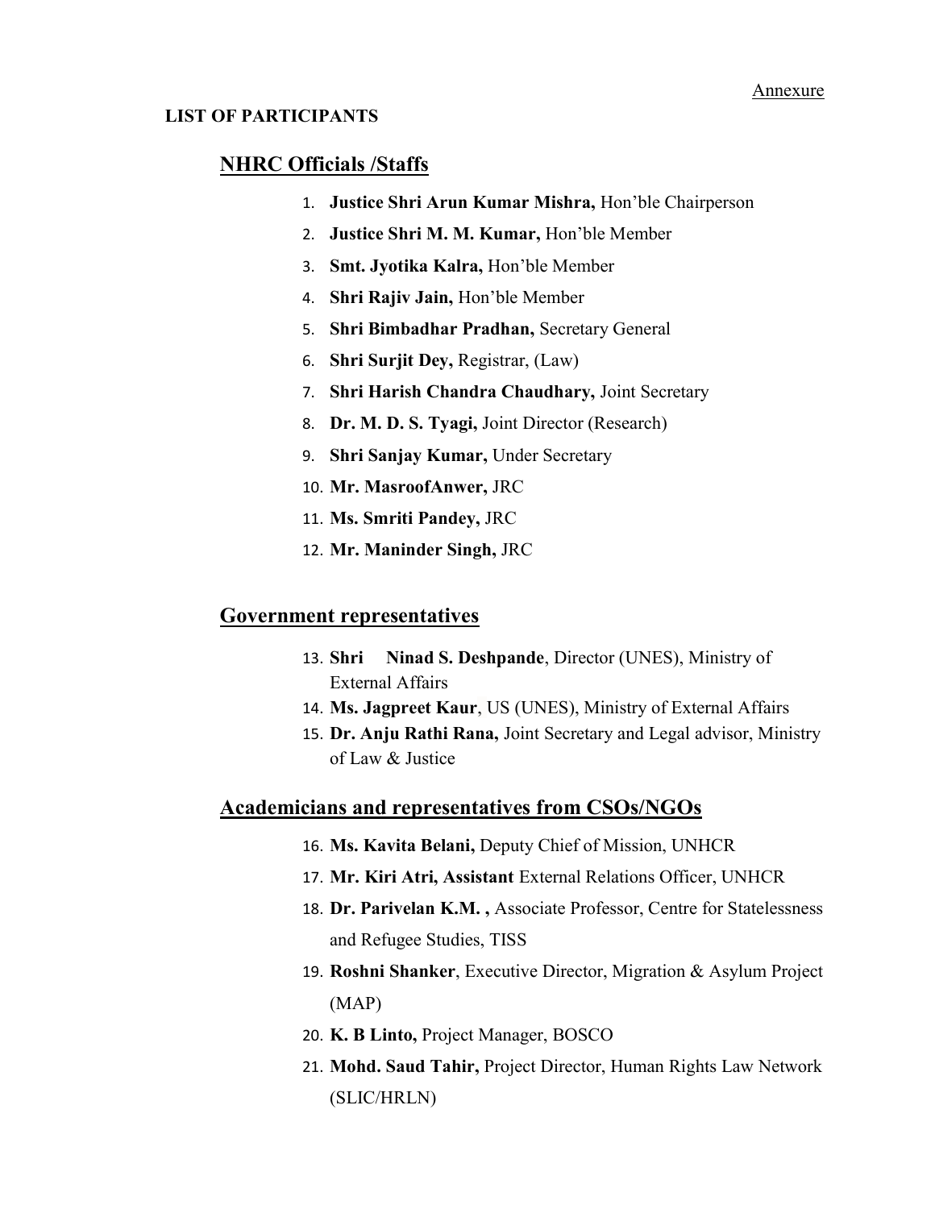Annexure

**LIST OF PARTICIPANTS**

## NHRC Officials /Staffs

1. **Justice Shri Arun Kumar Mishra,** Hon'ble Chairperson
2. **Justice Shri M. M. Kumar,** Hon'ble Member
3. **Smt. Jyotika Kalra,** Hon'ble Member
4. **Shri Rajiv Jain,** Hon'ble Member
5. **Shri Bimbadhar Pradhan,** Secretary General
6. **Shri Surjit Dey,** Registrar, (Law)
7. **Shri Harish Chandra Chaudhary,** Joint Secretary
8. **Dr. M. D. S. Tyagi,** Joint Director (Research)
9. **Shri Sanjay Kumar,** Under Secretary
10. **Mr. MasroofAnwer,** JRC
11. **Ms. Smriti Pandey,** JRC
12. **Mr. Maninder Singh,** JRC

## Government representatives

13. **Shri Ninad S. Deshpande**, Director (UNES), Ministry of External Affairs
14. **Ms. Jagpreet Kaur**, US (UNES), Ministry of External Affairs
15. **Dr. Anju Rathi Rana,** Joint Secretary and Legal advisor, Ministry of Law & Justice

## Academicians and representatives from CSOs/NGOs

16. **Ms. Kavita Belani,** Deputy Chief of Mission, UNHCR
17. **Mr. Kiri Atri, Assistant** External Relations Officer, UNHCR
18. **Dr. Parivelan K.M. ,** Associate Professor, Centre for Statelessness and Refugee Studies, TISS
19. **Roshni Shanker**, Executive Director, Migration & Asylum Project (MAP)
20. **K. B Linto,** Project Manager, BOSCO
21. **Mohd. Saud Tahir,** Project Director, Human Rights Law Network (SLIC/HRLN)